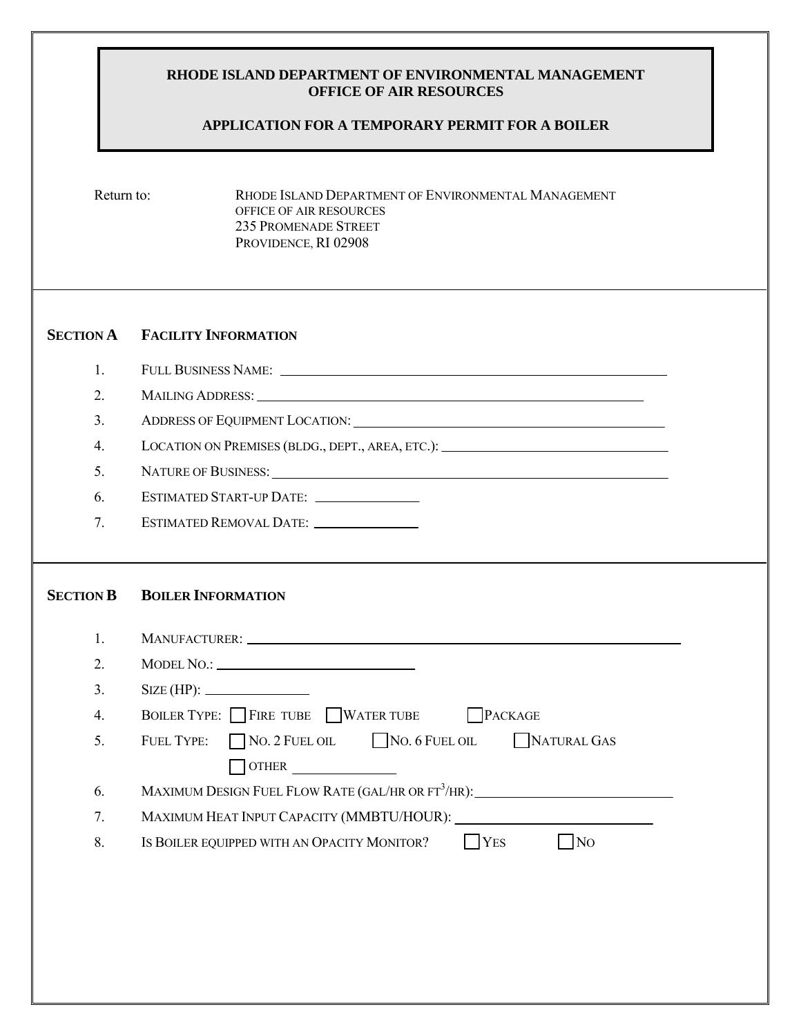# RHODE ISLAND DEPARTMENT OF ENVIRONMENTAL MANAGEMENT
## OFFICE OF AIR RESOURCES

## APPLICATION FOR A TEMPORARY PERMIT FOR A BOILER

Return to: RHODE ISLAND DEPARTMENT OF ENVIRONMENTAL MANAGEMENT
OFFICE OF AIR RESOURCES
235 PROMENADE STREET
PROVIDENCE, RI 02908

---

## SECTION A FACILITY INFORMATION

1. FULL BUSINESS NAME: ____________________
2. MAILING ADDRESS: ____________________
3. ADDRESS OF EQUIPMENT LOCATION: ____________________
4. LOCATION ON PREMISES (BLDG., DEPT., AREA, ETC.): ____________________
5. NATURE OF BUSINESS: ____________________
6. ESTIMATED START-UP DATE: ____________
7. ESTIMATED REMOVAL DATE: ____________

---

## SECTION B BOILER INFORMATION

1. MANUFACTURER: ____________________
2. MODEL NO.: ____________________
3. SIZE (HP): ____________
4. BOILER TYPE: ☐ FIRE TUBE ☐ WATER TUBE ☐ PACKAGE
5. FUEL TYPE: ☐ NO. 2 FUEL OIL ☐ NO. 6 FUEL OIL ☐ NATURAL GAS
   ☐ OTHER ____________
6. MAXIMUM DESIGN FUEL FLOW RATE (GAL/HR OR $FT^3$/HR): ____________________
7. MAXIMUM HEAT INPUT CAPACITY (MMBTU/HOUR): ____________________
8. IS BOILER EQUIPPED WITH AN OPACITY MONITOR? ☐ YES ☐ NO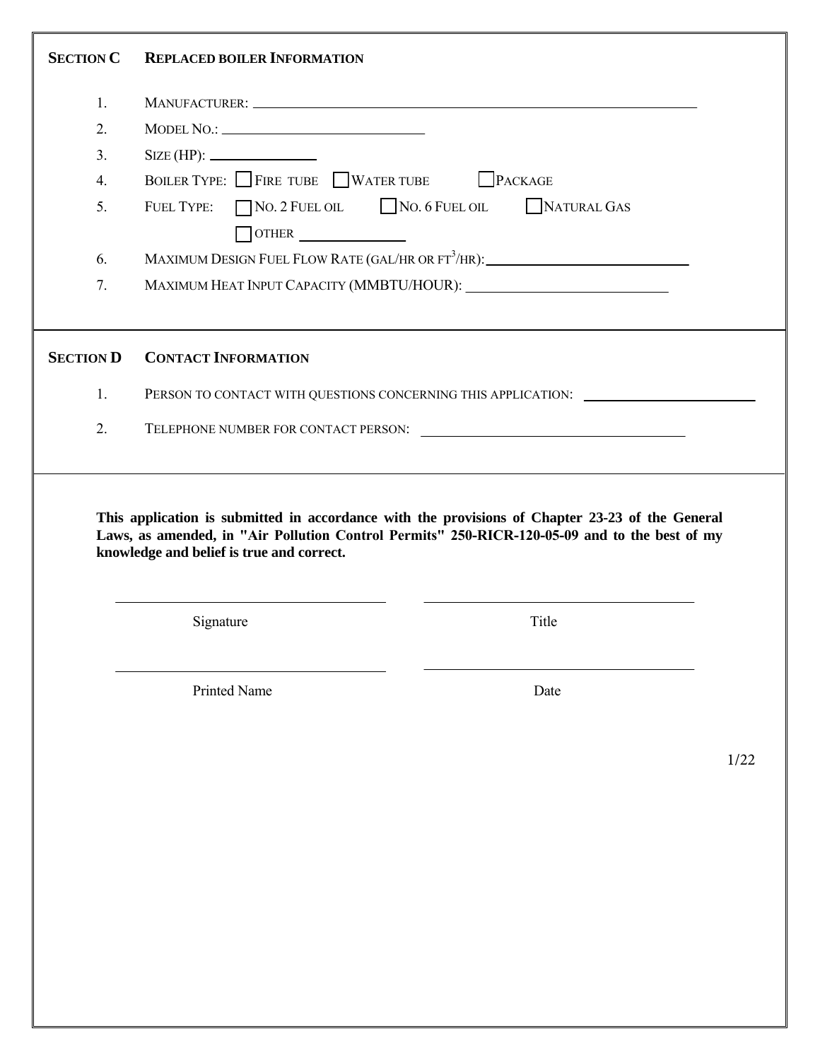## SECTION C REPLACED BOILER INFORMATION

1. MANUFACTURER: ______________________________
2. MODEL NO.: ______________________________
3. SIZE (HP): ______________
4. BOILER TYPE: ☐ FIRE TUBE ☐ WATER TUBE ☐ PACKAGE
5. FUEL TYPE: ☐ NO. 2 FUEL OIL ☐ NO. 6 FUEL OIL ☐ NATURAL GAS

   ☐ OTHER ______________
6. MAXIMUM DESIGN FUEL FLOW RATE (GAL/HR OR $FT^3$/HR): ______________________________
7. MAXIMUM HEAT INPUT CAPACITY (MMBTU/HOUR): ______________________________

## SECTION D CONTACT INFORMATION

1. PERSON TO CONTACT WITH QUESTIONS CONCERNING THIS APPLICATION: ______________________________
2. TELEPHONE NUMBER FOR CONTACT PERSON: ______________________________

**This application is submitted in accordance with the provisions of Chapter 23-23 of the General Laws, as amended, in "Air Pollution Control Permits" 250-RICR-120-05-09 and to the best of my knowledge and belief is true and correct.**

______________________________ ______________________________

Signature Title

______________________________ ______________________________

Printed Name Date

1/22